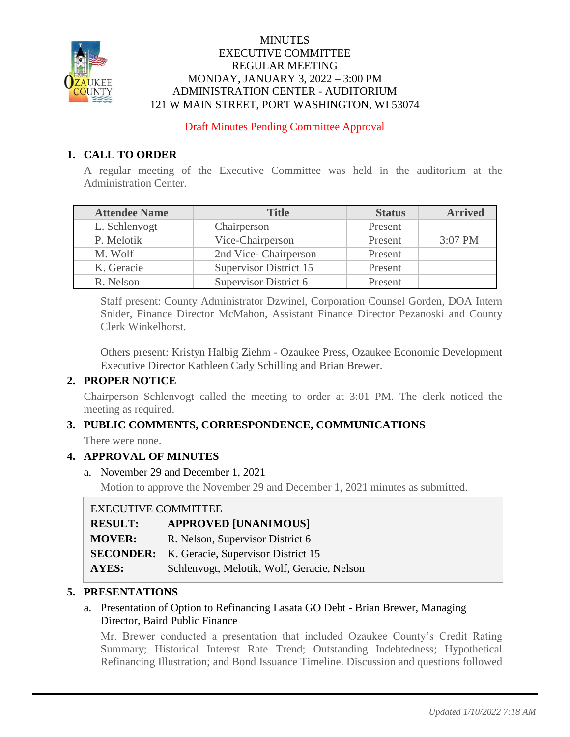# MINUTES
## EXECUTIVE COMMITTEE
## REGULAR MEETING
## MONDAY, JANUARY 3, 2022 – 3:00 PM
## ADMINISTRATION CENTER - AUDITORIUM
## 121 W MAIN STREET, PORT WASHINGTON, WI 53074

Draft Minutes Pending Committee Approval

### 1. CALL TO ORDER

A regular meeting of the Executive Committee was held in the auditorium at the Administration Center.

| Attendee Name | Title | Status | Arrived |
|---|---|---|---|
| L. Schlenvogt | Chairperson | Present | |
| P. Melotik | Vice-Chairperson | Present | 3:07 PM |
| M. Wolf | 2nd Vice- Chairperson | Present | |
| K. Geracie | Supervisor District 15 | Present | |
| R. Nelson | Supervisor District 6 | Present | |

Staff present: County Administrator Dzwinel, Corporation Counsel Gorden, DOA Intern Snider, Finance Director McMahon, Assistant Finance Director Pezanoski and County Clerk Winkelhorst.

Others present: Kristyn Halbig Ziehm - Ozaukee Press, Ozaukee Economic Development Executive Director Kathleen Cady Schilling and Brian Brewer.

### 2. PROPER NOTICE

Chairperson Schlenvogt called the meeting to order at 3:01 PM. The clerk noticed the meeting as required.

### 3. PUBLIC COMMENTS, CORRESPONDENCE, COMMUNICATIONS

There were none.

### 4. APPROVAL OF MINUTES

a. November 29 and December 1, 2021

Motion to approve the November 29 and December 1, 2021 minutes as submitted.

EXECUTIVE COMMITTEE

**RESULT:** **APPROVED [UNANIMOUS]**
**MOVER:** R. Nelson, Supervisor District 6
**SECONDER:** K. Geracie, Supervisor District 15
**AYES:** Schlenvogt, Melotik, Wolf, Geracie, Nelson

### 5. PRESENTATIONS

a. Presentation of Option to Refinancing Lasata GO Debt - Brian Brewer, Managing Director, Baird Public Finance

Mr. Brewer conducted a presentation that included Ozaukee County's Credit Rating Summary; Historical Interest Rate Trend; Outstanding Indebtedness; Hypothetical Refinancing Illustration; and Bond Issuance Timeline. Discussion and questions followed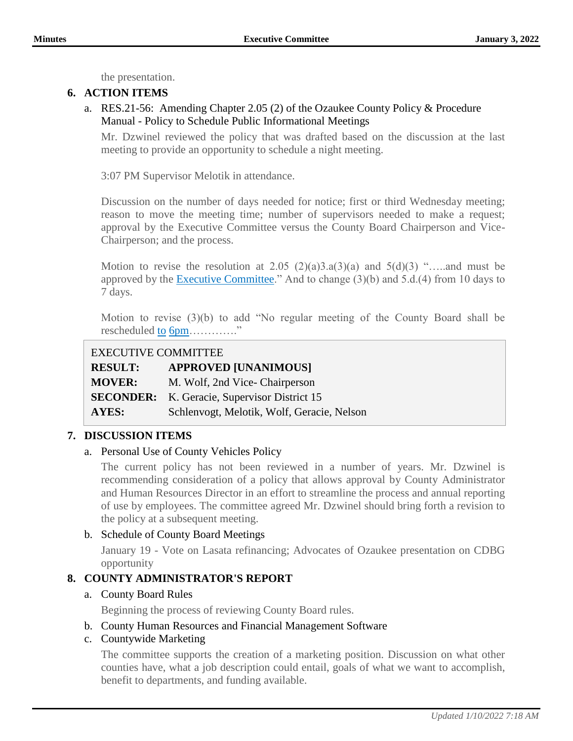the presentation.

## 6. ACTION ITEMS

a. RES.21-56: Amending Chapter 2.05 (2) of the Ozaukee County Policy & Procedure Manual - Policy to Schedule Public Informational Meetings

Mr. Dzwinel reviewed the policy that was drafted based on the discussion at the last meeting to provide an opportunity to schedule a night meeting.

3:07 PM Supervisor Melotik in attendance.

Discussion on the number of days needed for notice; first or third Wednesday meeting; reason to move the meeting time; number of supervisors needed to make a request; approval by the Executive Committee versus the County Board Chairperson and Vice-Chairperson; and the process.

Motion to revise the resolution at 2.05 (2)(a)3.a(3)(a) and 5(d)(3) "…..and must be approved by the Executive Committee." And to change (3)(b) and 5.d.(4) from 10 days to 7 days.

Motion to revise (3)(b) to add "No regular meeting of the County Board shall be rescheduled to 6pm…………"

| EXECUTIVE COMMITTEE | |
|---|---|
| **RESULT:** | **APPROVED [UNANIMOUS]** |
| **MOVER:** | M. Wolf, 2nd Vice- Chairperson |
| **SECONDER:** | K. Geracie, Supervisor District 15 |
| **AYES:** | Schlenvogt, Melotik, Wolf, Geracie, Nelson |

## 7. DISCUSSION ITEMS

a. Personal Use of County Vehicles Policy

The current policy has not been reviewed in a number of years. Mr. Dzwinel is recommending consideration of a policy that allows approval by County Administrator and Human Resources Director in an effort to streamline the process and annual reporting of use by employees. The committee agreed Mr. Dzwinel should bring forth a revision to the policy at a subsequent meeting.

b. Schedule of County Board Meetings

January 19 - Vote on Lasata refinancing; Advocates of Ozaukee presentation on CDBG opportunity

## 8. COUNTY ADMINISTRATOR'S REPORT

a. County Board Rules

Beginning the process of reviewing County Board rules.

b. County Human Resources and Financial Management Software

c. Countywide Marketing

The committee supports the creation of a marketing position. Discussion on what other counties have, what a job description could entail, goals of what we want to accomplish, benefit to departments, and funding available.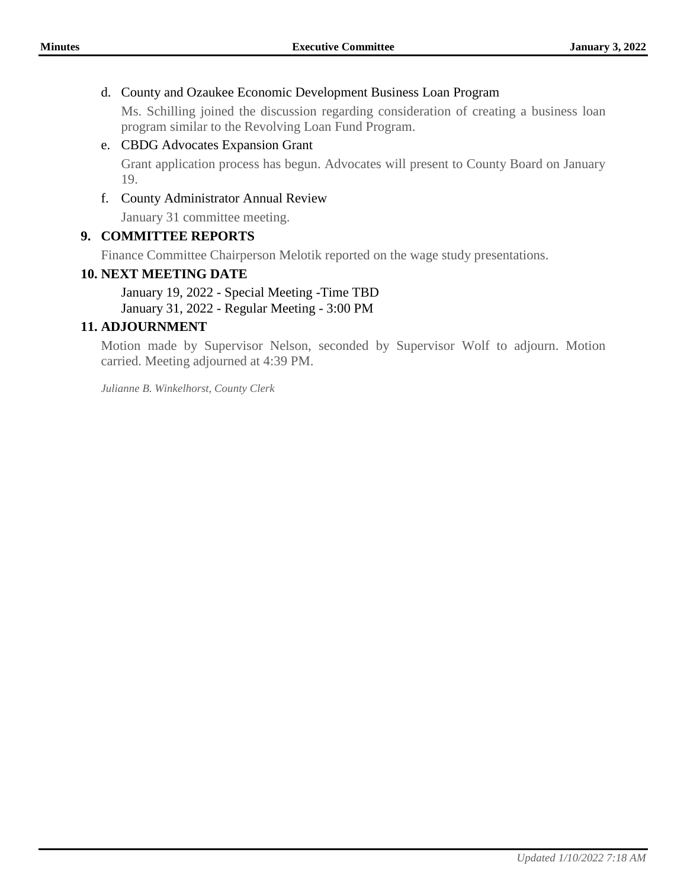d. County and Ozaukee Economic Development Business Loan Program

   Ms. Schilling joined the discussion regarding consideration of creating a business loan program similar to the Revolving Loan Fund Program.

e. CBDG Advocates Expansion Grant

   Grant application process has begun. Advocates will present to County Board on January 19.

f. County Administrator Annual Review

   January 31 committee meeting.

## 9. COMMITTEE REPORTS

Finance Committee Chairperson Melotik reported on the wage study presentations.

## 10. NEXT MEETING DATE

January 19, 2022 - Special Meeting -Time TBD
January 31, 2022 - Regular Meeting - 3:00 PM

## 11. ADJOURNMENT

Motion made by Supervisor Nelson, seconded by Supervisor Wolf to adjourn. Motion carried. Meeting adjourned at 4:39 PM.

*Julianne B. Winkelhorst, County Clerk*